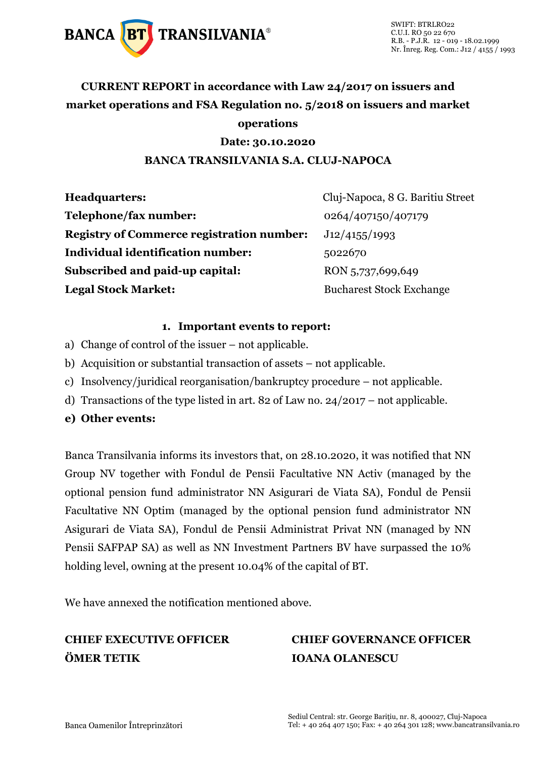SWIFT: BTRLRO22
C.U.I. RO 50 22 670
R.B. - P.J.R. 12 - 019 - 18.02.1999
Nr. Înreg. Reg. Com.: J12 / 4155 / 1993

# CURRENT REPORT in accordance with Law 24/2017 on issuers and market operations and FSA Regulation no. 5/2018 on issuers and market operations

**Date: 30.10.2020**

**BANCA TRANSILVANIA S.A. CLUJ-NAPOCA**

| | |
|---|---|
| **Headquarters:** | Cluj-Napoca, 8 G. Baritiu Street |
| **Telephone/fax number:** | 0264/407150/407179 |
| **Registry of Commerce registration number:** | J12/4155/1993 |
| **Individual identification number:** | 5022670 |
| **Subscribed and paid-up capital:** | RON 5,737,699,649 |
| **Legal Stock Market:** | Bucharest Stock Exchange |

## 1. Important events to report:

a) Change of control of the issuer – not applicable.

b) Acquisition or substantial transaction of assets – not applicable.

c) Insolvency/juridical reorganisation/bankruptcy procedure – not applicable.

d) Transactions of the type listed in art. 82 of Law no. 24/2017 – not applicable.

**e) Other events:**

Banca Transilvania informs its investors that, on 28.10.2020, it was notified that NN Group NV together with Fondul de Pensii Facultative NN Activ (managed by the optional pension fund administrator NN Asigurari de Viata SA), Fondul de Pensii Facultative NN Optim (managed by the optional pension fund administrator NN Asigurari de Viata SA), Fondul de Pensii Administrat Privat NN (managed by NN Pensii SAFPAP SA) as well as NN Investment Partners BV have surpassed the 10% holding level, owning at the present 10.04% of the capital of BT.

We have annexed the notification mentioned above.

| | |
|---|---|
| **CHIEF EXECUTIVE OFFICER** | **CHIEF GOVERNANCE OFFICER** |
| **ÖMER TETIK** | **IOANA OLANESCU** |

Banca Oamenilor Întreprinzători

Sediul Central: str. George Barițiu, nr. 8, 400027, Cluj-Napoca
Tel: + 40 264 407 150; Fax: + 40 264 301 128; www.bancatransilvania.ro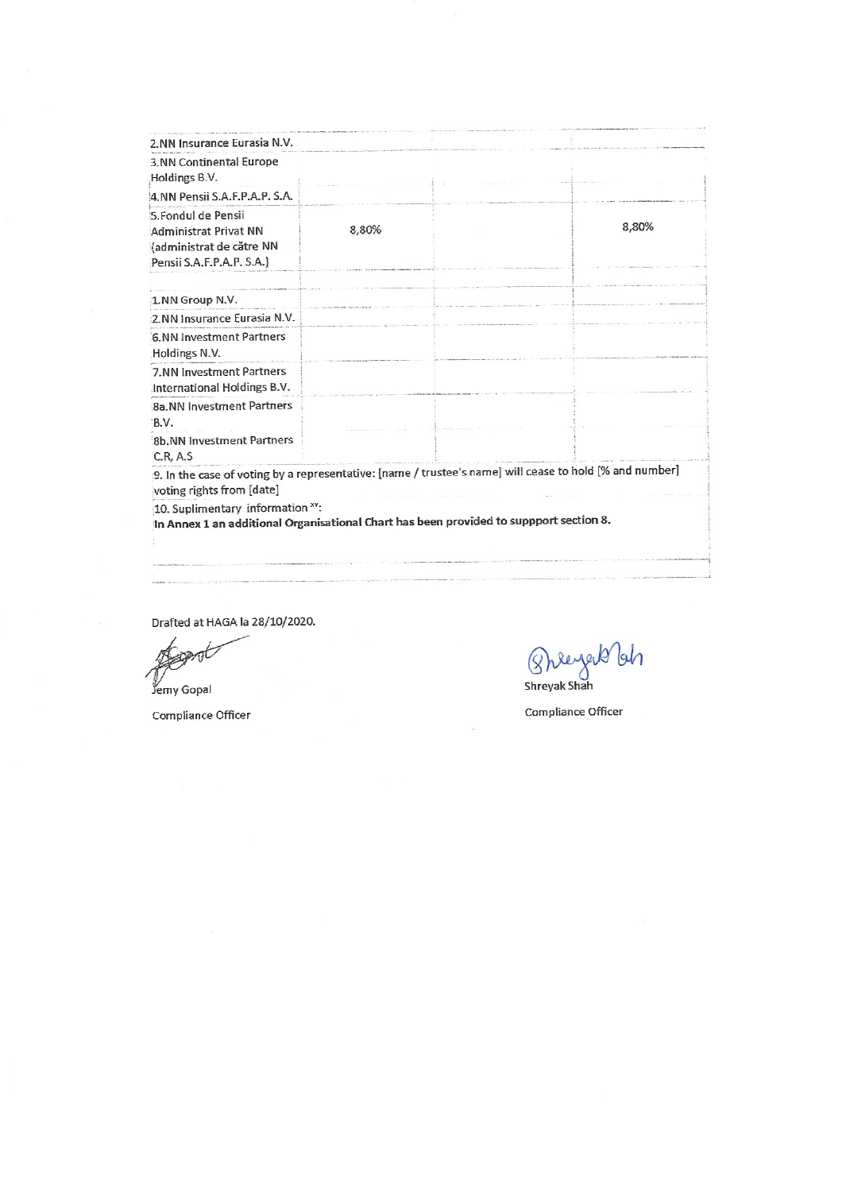| | | | |
|---|---|---|---|
| 2.NN Insurance Eurasia N.V. | | | |
| 3.NN Continental Europe Holdings B.V. | | | |
| 4.NN Pensii S.A.F.P.A.P. S.A. | | | |
| 5.Fondul de Pensii Administrat Privat NN (administrat de către NN Pensii S.A.F.P.A.P. S.A.) | 8,80% | | 8,80% |
| | | | |
| 1.NN Group N.V. | | | |
| 2.NN Insurance Eurasia N.V. | | | |
| 6.NN Investment Partners Holdings N.V. | | | |
| 7.NN Investment Partners International Holdings B.V. | | | |
| 8a.NN Investment Partners B.V. | | | |
| 8b.NN Investment Partners C.R, A.S | | | |

9. In the case of voting by a representative: [name / trustee's name] will cease to hold [% and number] voting rights from [date]

10. Suplimentary information [xv]:

**In Annex 1 an additional Organisational Chart has been provided to suppport section 8.**

Drafted at HAGA la 28/10/2020.

Jemy Gopal

Compliance Officer

Shreyak Shah

Compliance Officer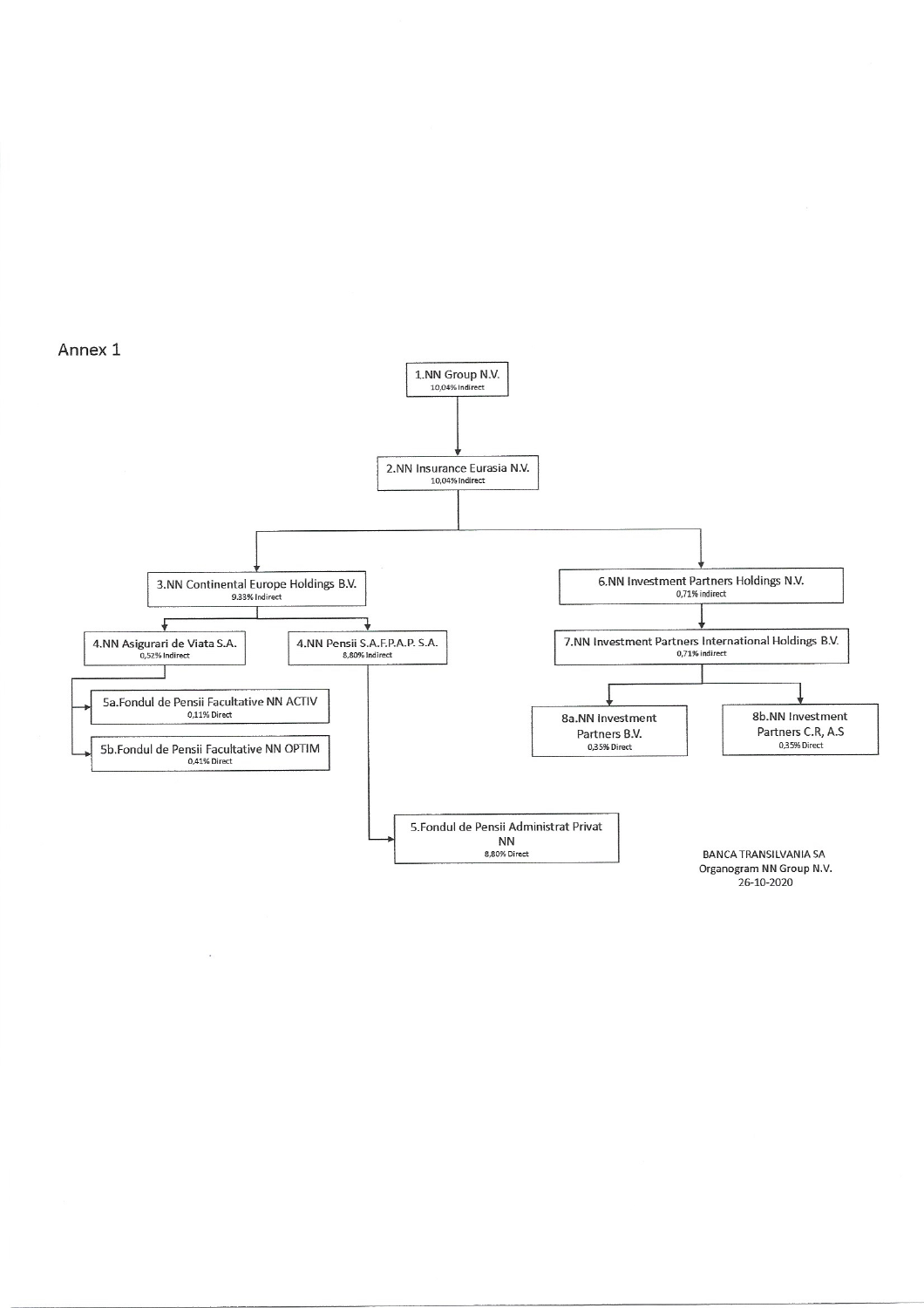Annex 1

1.NN Group N.V.
10,04% Indirect

2.NN Insurance Eurasia N.V.
10,04% Indirect

3.NN Continental Europe Holdings B.V.
9,33% Indirect

4.NN Asigurari de Viata S.A.
0,52% Indirect

4.NN Pensii S.A.F.P.A.P. S.A.
8,80% Indirect

5a.Fondul de Pensii Facultative NN ACTIV
0,11% Direct

5b.Fondul de Pensii Facultative NN OPTIM
0,41% Direct

5.Fondul de Pensii Administrat Privat NN
8,80% Direct

6.NN Investment Partners Holdings N.V.
0,71% indirect

7.NN Investment Partners International Holdings B.V.
0,71% indirect

8a.NN Investment Partners B.V.
0,35% Direct

8b.NN Investment Partners C.R, A.S
0,35% Direct

BANCA TRANSILVANIA SA
Organogram NN Group N.V.
26-10-2020